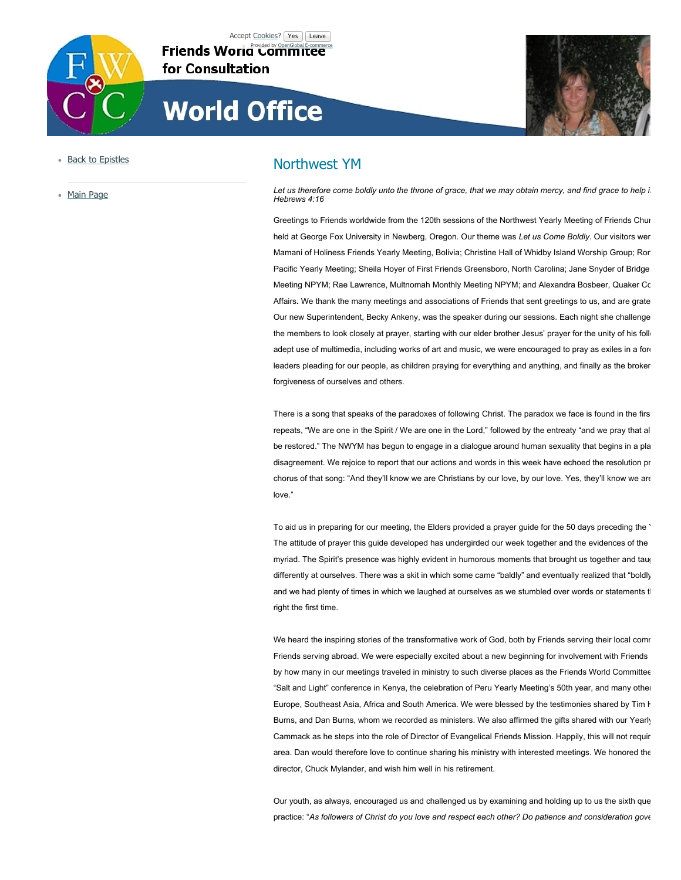Accept Cookies? Yes Leave
Provided by OpenGlobal E-commerce

Friends World Committee for Consultation

World Office

- Back to Epistles
- Main Page

# Northwest YM

*Let us therefore come boldly unto the throne of grace, that we may obtain mercy, and find grace to help i Hebrews 4:16*

Greetings to Friends worldwide from the 120th sessions of the Northwest Yearly Meeting of Friends Chur held at George Fox University in Newberg, Oregon. Our theme was *Let us Come Boldly*. Our visitors wer Mamani of Holiness Friends Yearly Meeting, Bolivia; Christine Hall of Whidby Island Worship Group; Ror Pacific Yearly Meeting; Sheila Hoyer of First Friends Greensboro, North Carolina; Jane Snyder of Bridge Meeting NPYM; Rae Lawrence, Multnomah Monthly Meeting NPYM; and Alexandra Bosbeer, Quaker Co Affairs**.** We thank the many meetings and associations of Friends that sent greetings to us, and are grate Our new Superintendent, Becky Ankeny, was the speaker during our sessions. Each night she challenge the members to look closely at prayer, starting with our elder brother Jesus' prayer for the unity of his foll adept use of multimedia, including works of art and music, we were encouraged to pray as exiles in a for leaders pleading for our people, as children praying for everything and anything, and finally as the broker forgiveness of ourselves and others.

There is a song that speaks of the paradoxes of following Christ. The paradox we face is found in the firs repeats, "We are one in the Spirit / We are one in the Lord," followed by the entreaty "and we pray that al be restored." The NWYM has begun to engage in a dialogue around human sexuality that begins in a pla disagreement. We rejoice to report that our actions and words in this week have echoed the resolution pr chorus of that song: "And they'll know we are Christians by our love, by our love. Yes, they'll know we are love."

To aid us in preparing for our meeting, the Elders provided a prayer guide for the 50 days preceding the ` The attitude of prayer this guide developed has undergirded our week together and the evidences of the myriad. The Spirit's presence was highly evident in humorous moments that brought us together and tau differently at ourselves. There was a skit in which some came "baldly" and eventually realized that "boldly and we had plenty of times in which we laughed at ourselves as we stumbled over words or statements t right the first time.

We heard the inspiring stories of the transformative work of God, both by Friends serving their local comr Friends serving abroad. We were especially excited about a new beginning for involvement with Friends by how many in our meetings traveled in ministry to such diverse places as the Friends World Committee "Salt and Light" conference in Kenya, the celebration of Peru Yearly Meeting's 50th year, and many other Europe, Southeast Asia, Africa and South America. We were blessed by the testimonies shared by Tim H Burns, and Dan Burns, whom we recorded as ministers. We also affirmed the gifts shared with our Yearly Cammack as he steps into the role of Director of Evangelical Friends Mission. Happily, this will not requir area. Dan would therefore love to continue sharing his ministry with interested meetings. We honored the director, Chuck Mylander, and wish him well in his retirement.

Our youth, as always, encouraged us and challenged us by examining and holding up to us the sixth que practice: "*As followers of Christ do you love and respect each other? Do patience and consideration gove*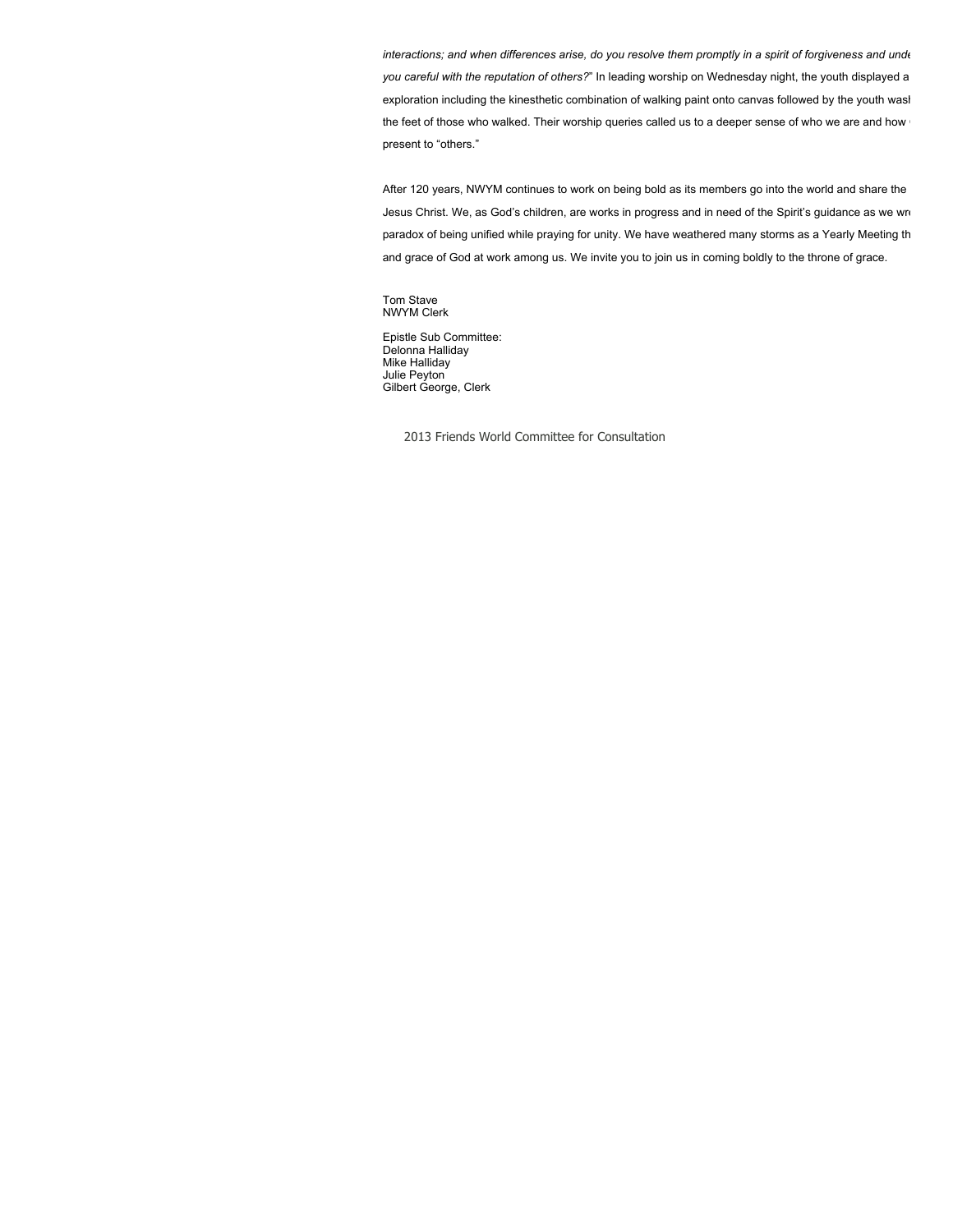*interactions; and when differences arise, do you resolve them promptly in a spirit of forgiveness and unde you careful with the reputation of others?*" In leading worship on Wednesday night, the youth displayed a exploration including the kinesthetic combination of walking paint onto canvas followed by the youth wasl the feet of those who walked. Their worship queries called us to a deeper sense of who we are and how present to "others."

After 120 years, NWYM continues to work on being bold as its members go into the world and share the Jesus Christ. We, as God's children, are works in progress and in need of the Spirit's guidance as we wr paradox of being unified while praying for unity. We have weathered many storms as a Yearly Meeting th and grace of God at work among us. We invite you to join us in coming boldly to the throne of grace.

Tom Stave
NWYM Clerk

Epistle Sub Committee:
Delonna Halliday
Mike Halliday
Julie Peyton
Gilbert George, Clerk

2013 Friends World Committee for Consultation